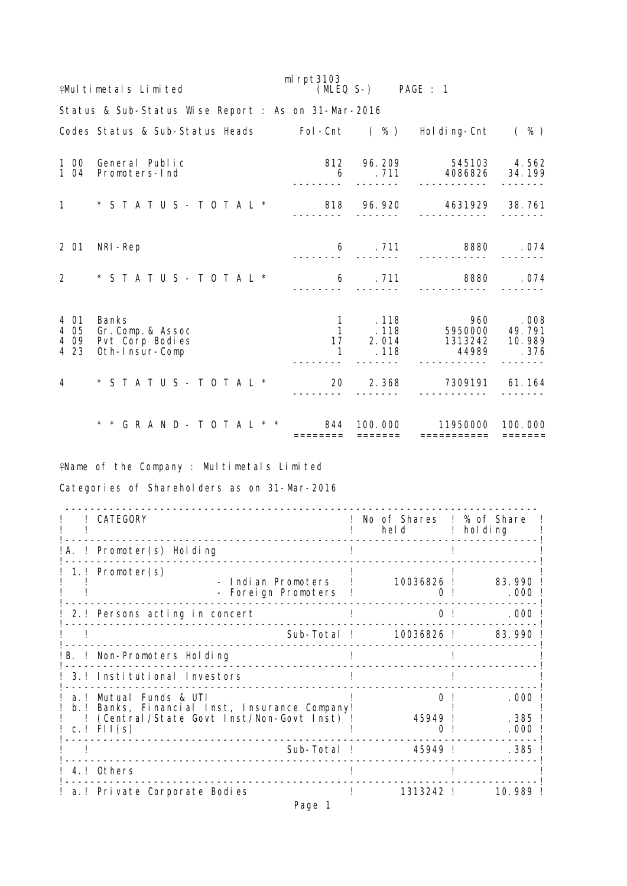Multimetals Limited

mlrpt3103 (MLEQ S-)

Status & Sub-Status Wise Report : As on 31-Mar-2016

| Codes | Status & Sub-Status Heads | Fol-Cnt | ( % ) | Holding-Cnt | ( % ) |
|---|---|---|---|---|---|
| 1 00 | General Public | 812 | 96.209 | 545103 | 4.562 |
| 1 04 | Promoters-Ind | 6 | .711 | 4086826 | 34.199 |
| 1 | * S T A T U S - T O T A L * | 818 | 96.920 | 4631929 | 38.761 |
| 2 01 | NRI-Rep | 6 | .711 | 8880 | .074 |
| 2 | * S T A T U S - T O T A L * | 6 | .711 | 8880 | .074 |
| 4 01 | Banks | 1 | .118 | 960 | .008 |
| 4 05 | Gr.Comp.& Assoc | 1 | .118 | 5950000 | 49.791 |
| 4 09 | Pvt Corp Bodies | 17 | 2.014 | 1313242 | 10.989 |
| 4 23 | Oth-Insur-Comp | 1 | .118 | 44989 | .376 |
| 4 | * S T A T U S - T O T A L * | 20 | 2.368 | 7309191 | 61.164 |
| | * * G R A N D - T O T A L * * | 844 | 100.000 | 11950000 | 100.000 |

Name of the Company : Multimetals Limited

Categories of Shareholders as on 31-Mar-2016

| | CATEGORY | No of Shares held | % of Share holding |
|---|---|---|---|
| A. | Promoter(s) Holding | | |
| 1. | Promoter(s) | | |
| | - Indian Promoters | 10036826 | 83.990 |
| | - Foreign Promoters | 0 | .000 |
| 2. | Persons acting in concert | 0 | .000 |
| | Sub-Total | 10036826 | 83.990 |
| B. | Non-Promoters Holding | | |
| 3. | Institutional Investors | | |
| a. | Mutual Funds & UTI | 0 | .000 |
| b. | Banks, Financial Inst, Insurance Company (Central/State Govt Inst/Non-Govt Inst) | 45949 | .385 |
| c. | FII(s) | 0 | .000 |
| | Sub-Total | 45949 | .385 |
| 4. | Others | | |
| a. | Private Corporate Bodies | 1313242 | 10.989 |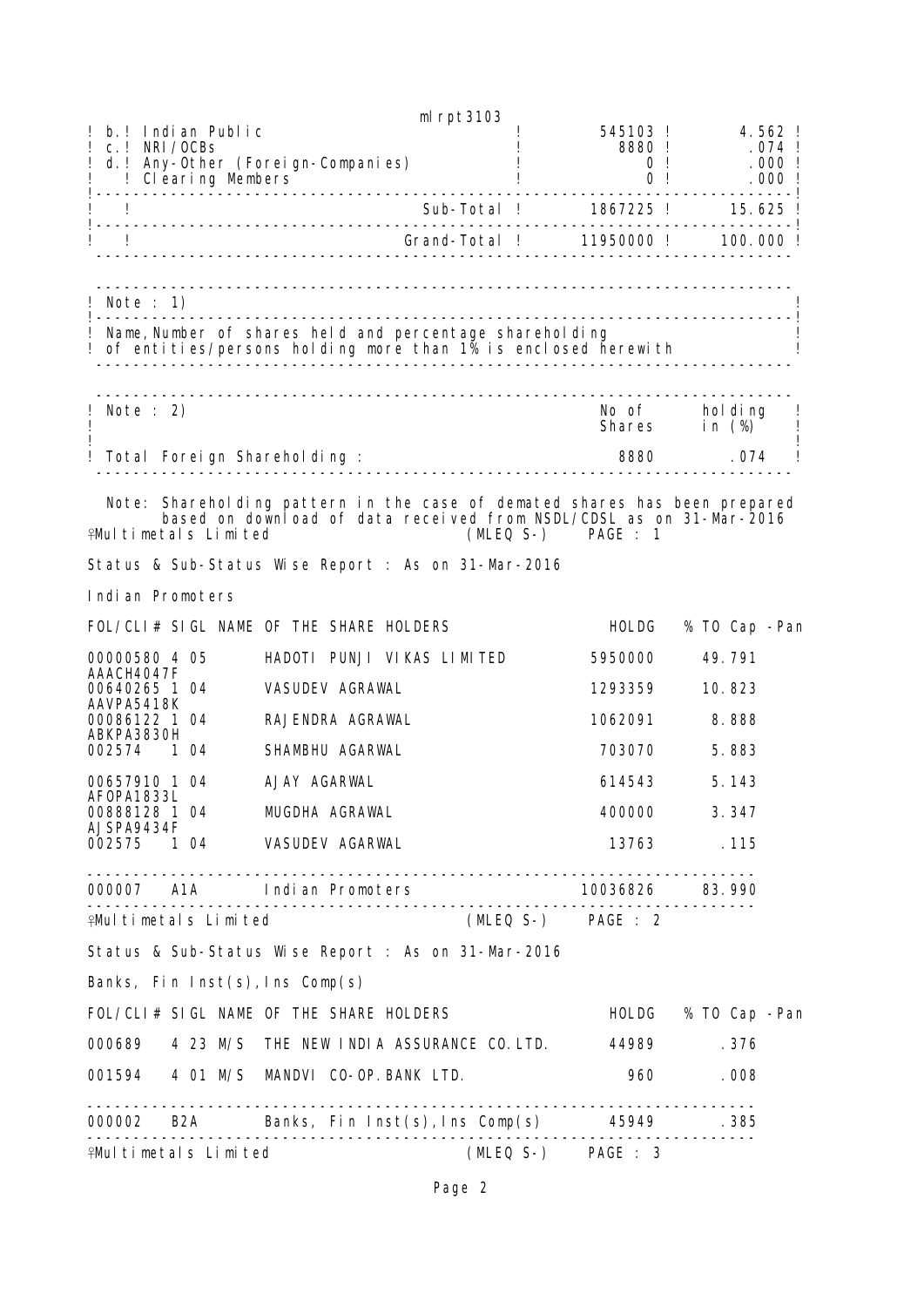mlrpt3103

| | | No of Shares | holding in (%) |
|---|---|---|---|
| b. | Indian Public | 545103 | 4.562 |
| c. | NRI/OCBs | 8880 | .074 |
| d. | Any-Other (Foreign-Companies) | 0 | .000 |
| | Clearing Members | 0 | .000 |
| | Sub-Total | 1867225 | 15.625 |
| | Grand-Total | 11950000 | 100.000 |

Note : 1)

Name,Number of shares held and percentage shareholding of entities/persons holding more than 1% is enclosed herewith

| Note : 2) | No of Shares | holding in (%) |
|---|---|---|
| Total Foreign Shareholding : | 8880 | .074 |

Note: Shareholding pattern in the case of demated shares has been prepared based on download of data received from NSDL/CDSL as on 31-Mar-2016

Multimetals Limited (MLEQ S-) PAGE : 1

Status & Sub-Status Wise Report : As on 31-Mar-2016

Indian Promoters

| FOL/CLI# | SIGL | NAME OF THE SHARE HOLDERS | HOLDG | % TO Cap | -Pan |
|---|---|---|---|---|---|
| 00000580 | 4 05 | HADOTI PUNJI VIKAS LIMITED | 5950000 | 49.791 | AAACH4047F |
| 00640265 | 1 04 | VASUDEV AGRAWAL | 1293359 | 10.823 | AAVPA5418K |
| 00086122 | 1 04 | RAJENDRA AGRAWAL | 1062091 | 8.888 | ABKPA3830H |
| 002574 | 1 04 | SHAMBHU AGARWAL | 703070 | 5.883 | |
| 00657910 | 1 04 | AJAY AGARWAL | 614543 | 5.143 | AFOPA1833L |
| 00888128 | 1 04 | MUGDHA AGRAWAL | 400000 | 3.347 | AJSPA9434F |
| 002575 | 1 04 | VASUDEV AGARWAL | 13763 | .115 | |
| 000007 | A1A | Indian Promoters | 10036826 | 83.990 | |

Multimetals Limited (MLEQ S-) PAGE : 2

Status & Sub-Status Wise Report : As on 31-Mar-2016

Banks, Fin Inst(s),Ins Comp(s)

| FOL/CLI# | SIGL | NAME OF THE SHARE HOLDERS | HOLDG | % TO Cap -Pan |
|---|---|---|---|---|
| 000689 | 4 23 | M/S THE NEW INDIA ASSURANCE CO.LTD. | 44989 | .376 |
| 001594 | 4 01 | M/S MANDVI CO-OP.BANK LTD. | 960 | .008 |
| 000002 | B2A | Banks, Fin Inst(s),Ins Comp(s) | 45949 | .385 |

Multimetals Limited (MLEQ S-) PAGE : 3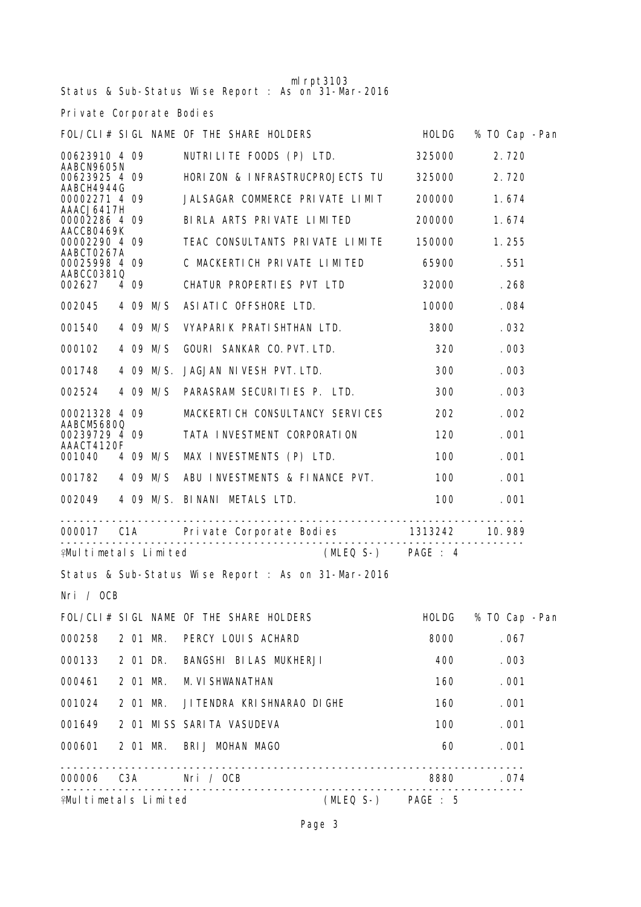mlrpt3103

Status & Sub-Status Wise Report : As on 31-Mar-2016

Private Corporate Bodies

| FOL/CLI# | SIGL | NAME OF THE SHARE HOLDERS | HOLDG | % TO Cap -Pan |
|---|---|---|---|---|
| 00623910 AABCN9605N | 4 09 | NUTRILITE FOODS (P) LTD. | 325000 | 2.720 |
| 00623925 AABCH4944G | 4 09 | HORIZON & INFRASTRUCPROJECTS TU | 325000 | 2.720 |
| 00002271 AAACJ6417H | 4 09 | JALSAGAR COMMERCE PRIVATE LIMIT | 200000 | 1.674 |
| 00002286 AACCB0469K | 4 09 | BIRLA ARTS PRIVATE LIMITED | 200000 | 1.674 |
| 00002290 AABCT0267A | 4 09 | TEAC CONSULTANTS PRIVATE LIMITE | 150000 | 1.255 |
| 00025998 AABCC0381Q | 4 09 | C MACKERTICH PRIVATE LIMITED | 65900 | .551 |
| 002627 | 4 09 | CHATUR PROPERTIES PVT LTD | 32000 | .268 |
| 002045 | 4 09 M/S | ASIATIC OFFSHORE LTD. | 10000 | .084 |
| 001540 | 4 09 M/S | VYAPARIK PRATISHTHAN LTD. | 3800 | .032 |
| 000102 | 4 09 M/S | GOURI SANKAR CO.PVT.LTD. | 320 | .003 |
| 001748 | 4 09 M/S. | JAGJAN NIVESH PVT.LTD. | 300 | .003 |
| 002524 | 4 09 M/S | PARASRAM SECURITIES P. LTD. | 300 | .003 |
| 00021328 AABCM5680Q | 4 09 | MACKERTICH CONSULTANCY SERVICES | 202 | .002 |
| 00239729 AAACT4120F | 4 09 | TATA INVESTMENT CORPORATION | 120 | .001 |
| 001040 | 4 09 M/S | MAX INVESTMENTS (P) LTD. | 100 | .001 |
| 001782 | 4 09 M/S | ABU INVESTMENTS & FINANCE PVT. | 100 | .001 |
| 002049 | 4 09 M/S. | BINANI METALS LTD. | 100 | .001 |
| 000017 | C1A | Private Corporate Bodies | 1313242 | 10.989 |

♀Multimetals Limited (MLEQ S-) PAGE : 4

Status & Sub-Status Wise Report : As on 31-Mar-2016

Nri / OCB

| FOL/CLI# | SIGL | NAME OF THE SHARE HOLDERS | HOLDG | % TO Cap -Pan |
|---|---|---|---|---|
| 000258 | 2 01 MR. | PERCY LOUIS ACHARD | 8000 | .067 |
| 000133 | 2 01 DR. | BANGSHI BILAS MUKHERJI | 400 | .003 |
| 000461 | 2 01 MR. | M.VISHWANATHAN | 160 | .001 |
| 001024 | 2 01 MR. | JITENDRA KRISHNARAO DIGHE | 160 | .001 |
| 001649 | 2 01 MISS | SARITA VASUDEVA | 100 | .001 |
| 000601 | 2 01 MR. | BRIJ MOHAN MAGO | 60 | .001 |
| 000006 | C3A | Nri / OCB | 8880 | .074 |

♀Multimetals Limited (MLEQ S-) PAGE : 5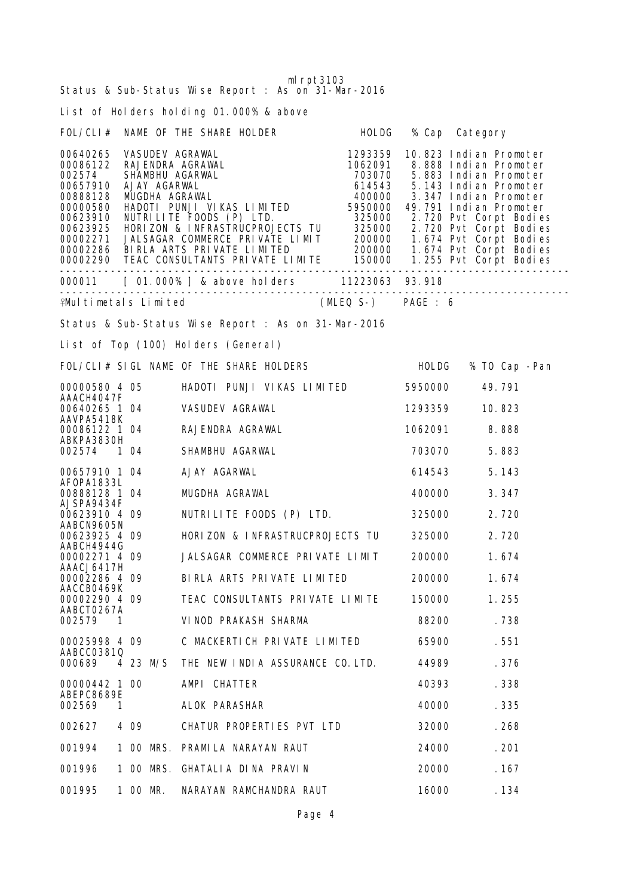mlrpt3103

Status & Sub-Status Wise Report : As on 31-Mar-2016

List of Holders holding 01.000% & above

| FOL/CLI# | NAME OF THE SHARE HOLDER | HOLDG | % Cap | Category |
|---|---|---|---|---|
| 00640265 | VASUDEV AGRAWAL | 1293359 | 10.823 | Indian Promoter |
| 00086122 | RAJENDRA AGRAWAL | 1062091 | 8.888 | Indian Promoter |
| 002574 | SHAMBHU AGARWAL | 703070 | 5.883 | Indian Promoter |
| 00657910 | AJAY AGARWAL | 614543 | 5.143 | Indian Promoter |
| 00888128 | MUGDHA AGRAWAL | 400000 | 3.347 | Indian Promoter |
| 00000580 | HADOTI PUNJI VIKAS LIMITED | 5950000 | 49.791 | Indian Promoter |
| 00623910 | NUTRILITE FOODS (P) LTD. | 325000 | 2.720 | Pvt Corpt Bodies |
| 00623925 | HORIZON & INFRASTRUCPROJECTS TU | 325000 | 2.720 | Pvt Corpt Bodies |
| 00002271 | JALSAGAR COMMERCE PRIVATE LIMIT | 200000 | 1.674 | Pvt Corpt Bodies |
| 00002286 | BIRLA ARTS PRIVATE LIMITED | 200000 | 1.674 | Pvt Corpt Bodies |
| 00002290 | TEAC CONSULTANTS PRIVATE LIMITE | 150000 | 1.255 | Pvt Corpt Bodies |
| 000011 | [ 01.000% ] & above holders | 11223063 | 93.918 | |

Multimetals Limited (MLEQ S-) PAGE : 6

Status & Sub-Status Wise Report : As on 31-Mar-2016

List of Top (100) Holders (General)

| FOL/CLI# | SIGL | NAME OF THE SHARE HOLDERS | HOLDG | % TO Cap | -Pan |
|---|---|---|---|---|---|
| 00000580 | 4 05 | HADOTI PUNJI VIKAS LIMITED | 5950000 | 49.791 | AAACH4047F |
| 00640265 | 1 04 | VASUDEV AGRAWAL | 1293359 | 10.823 | AAVPA5418K |
| 00086122 | 1 04 | RAJENDRA AGRAWAL | 1062091 | 8.888 | ABKPA3830H |
| 002574 | 1 04 | SHAMBHU AGARWAL | 703070 | 5.883 | |
| 00657910 | 1 04 | AJAY AGARWAL | 614543 | 5.143 | AFOPA1833L |
| 00888128 | 1 04 | MUGDHA AGRAWAL | 400000 | 3.347 | AJSPA9434F |
| 00623910 | 4 09 | NUTRILITE FOODS (P) LTD. | 325000 | 2.720 | AABCN9605N |
| 00623925 | 4 09 | HORIZON & INFRASTRUCPROJECTS TU | 325000 | 2.720 | AABCH4944G |
| 00002271 | 4 09 | JALSAGAR COMMERCE PRIVATE LIMIT | 200000 | 1.674 | AAACJ6417H |
| 00002286 | 4 09 | BIRLA ARTS PRIVATE LIMITED | 200000 | 1.674 | AACCB0469K |
| 00002290 | 4 09 | TEAC CONSULTANTS PRIVATE LIMITE | 150000 | 1.255 | AABCT0267A |
| 002579 | 1 | VINOD PRAKASH SHARMA | 88200 | .738 | |
| 00025998 | 4 09 | C MACKERTICH PRIVATE LIMITED | 65900 | .551 | AABCC0381Q |
| 000689 | 4 23 M/S | THE NEW INDIA ASSURANCE CO.LTD. | 44989 | .376 | |
| 00000442 | 1 00 | AMPI CHATTER | 40393 | .338 | ABEPC8689E |
| 002569 | 1 | ALOK PARASHAR | 40000 | .335 | |
| 002627 | 4 09 | CHATUR PROPERTIES PVT LTD | 32000 | .268 | |
| 001994 | 1 00 MRS. | PRAMILA NARAYAN RAUT | 24000 | .201 | |
| 001996 | 1 00 MRS. | GHATALIA DINA PRAVIN | 20000 | .167 | |
| 001995 | 1 00 MR. | NARAYAN RAMCHANDRA RAUT | 16000 | .134 | |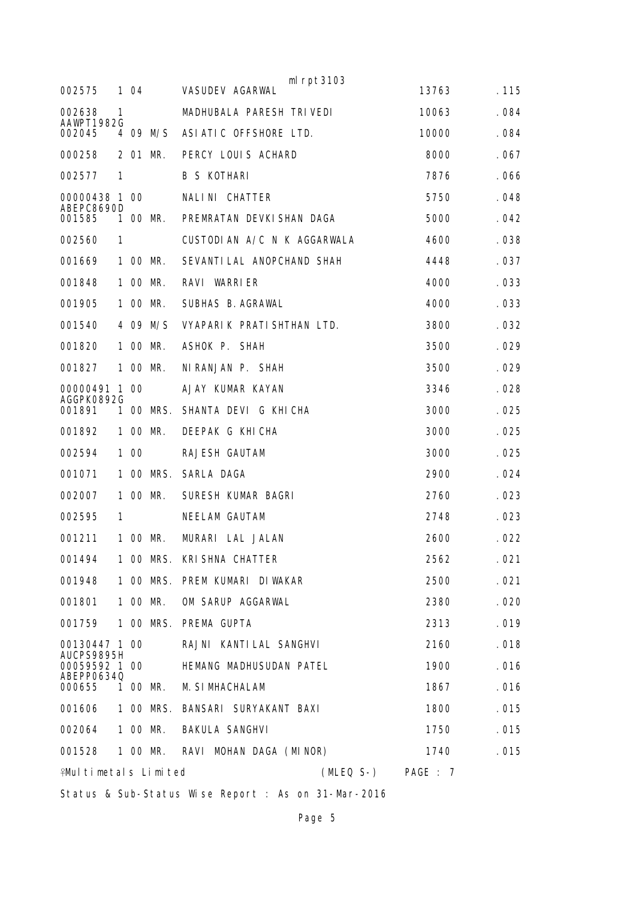mlrpt3103

| Folio | Status | Title | Name | Shares | % |
|---|---|---|---|---|---|
| 002575 | 1 04 | | VASUDEV AGARWAL | 13763 | .115 |
| 002638 | 1 | | MADHUBALA PARESH TRIVEDI | 10063 | .084 |
| AAWPT1982G | | | | | |
| 002045 | 4 09 | M/S | ASIATIC OFFSHORE LTD. | 10000 | .084 |
| 000258 | 2 01 | MR. | PERCY LOUIS ACHARD | 8000 | .067 |
| 002577 | 1 | | B S KOTHARI | 7876 | .066 |
| 00000438 | 1 00 | | NALINI CHATTER | 5750 | .048 |
| ABEPC8690D | | | | | |
| 001585 | 1 00 | MR. | PREMRATAN DEVKISHAN DAGA | 5000 | .042 |
| 002560 | 1 | | CUSTODIAN A/C N K AGGARWALA | 4600 | .038 |
| 001669 | 1 00 | MR. | SEVANTILAL ANOPCHAND SHAH | 4448 | .037 |
| 001848 | 1 00 | MR. | RAVI WARRIER | 4000 | .033 |
| 001905 | 1 00 | MR. | SUBHAS B.AGRAWAL | 4000 | .033 |
| 001540 | 4 09 | M/S | VYAPARIK PRATISHTHAN LTD. | 3800 | .032 |
| 001820 | 1 00 | MR. | ASHOK P. SHAH | 3500 | .029 |
| 001827 | 1 00 | MR. | NIRANJAN P. SHAH | 3500 | .029 |
| 00000491 | 1 00 | | AJAY KUMAR KAYAN | 3346 | .028 |
| AGGPK0892G | | | | | |
| 001891 | 1 00 | MRS. | SHANTA DEVI G KHICHA | 3000 | .025 |
| 001892 | 1 00 | MR. | DEEPAK G KHICHA | 3000 | .025 |
| 002594 | 1 00 | | RAJESH GAUTAM | 3000 | .025 |
| 001071 | 1 00 | MRS. | SARLA DAGA | 2900 | .024 |
| 002007 | 1 00 | MR. | SURESH KUMAR BAGRI | 2760 | .023 |
| 002595 | 1 | | NEELAM GAUTAM | 2748 | .023 |
| 001211 | 1 00 | MR. | MURARI LAL JALAN | 2600 | .022 |
| 001494 | 1 00 | MRS. | KRISHNA CHATTER | 2562 | .021 |
| 001948 | 1 00 | MRS. | PREM KUMARI DIWAKAR | 2500 | .021 |
| 001801 | 1 00 | MR. | OM SARUP AGGARWAL | 2380 | .020 |
| 001759 | 1 00 | MRS. | PREMA GUPTA | 2313 | .019 |
| 00130447 | 1 00 | | RAJNI KANTILAL SANGHVI | 2160 | .018 |
| AUCPS9895H | | | | | |
| 00059592 | 1 00 | | HEMANG MADHUSUDAN PATEL | 1900 | .016 |
| ABEPP0634Q | | | | | |
| 000655 | 1 00 | MR. | M.SIMHACHALAM | 1867 | .016 |
| 001606 | 1 00 | MRS. | BANSARI SURYAKANT BAXI | 1800 | .015 |
| 002064 | 1 00 | MR. | BAKULA SANGHVI | 1750 | .015 |
| 001528 | 1 00 | MR. | RAVI MOHAN DAGA (MINOR) | 1740 | .015 |

Multimetals Limited (MLEQ S-) PAGE : 7

Status & Sub-Status Wise Report : As on 31-Mar-2016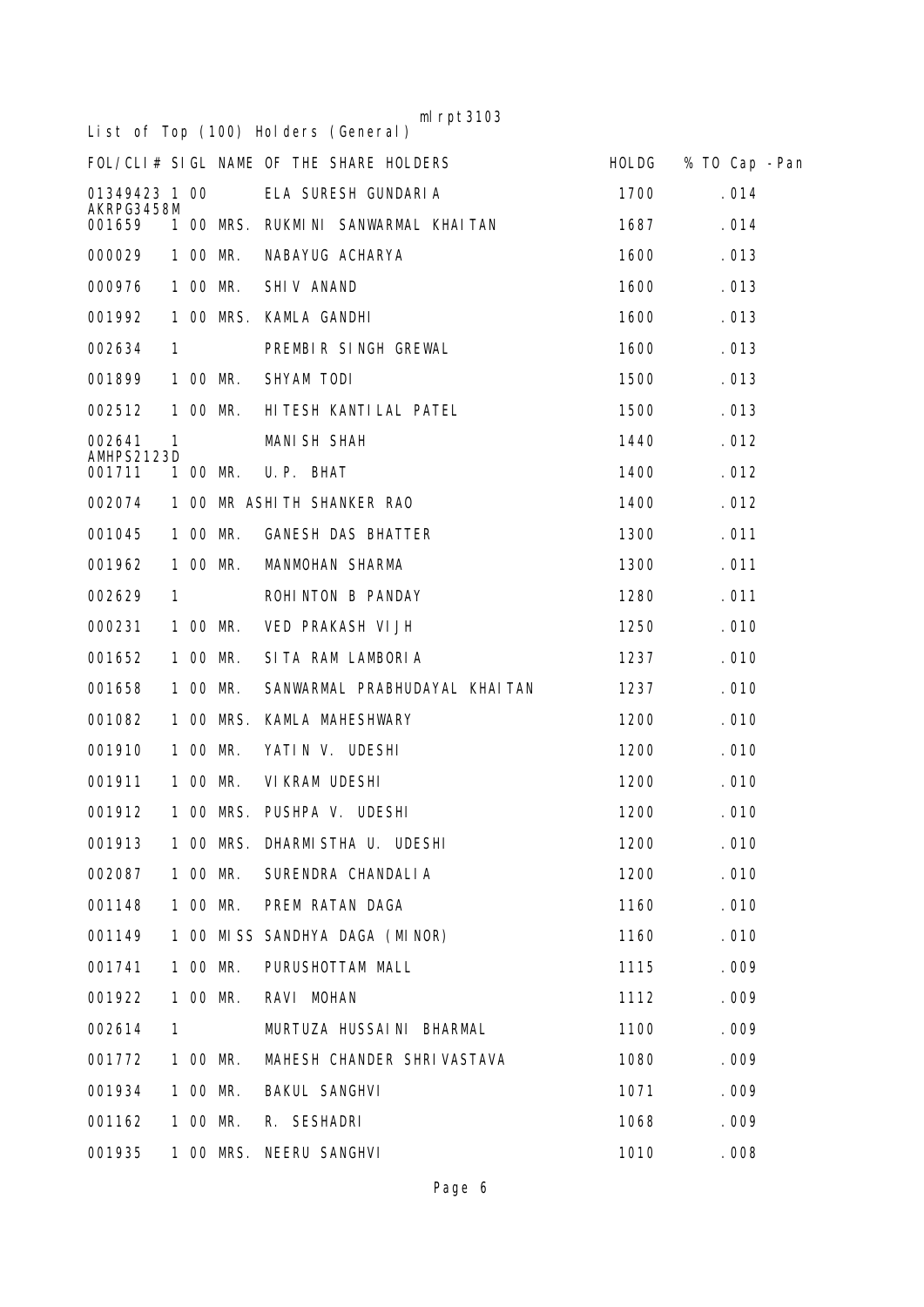mlrpt3103

List of Top (100) Holders (General)

| FOL/CLI# | SIGL | NAME OF THE SHARE HOLDERS | HOLDG | % TO Cap | -Pan |
|---|---|---|---|---|---|
| 01349423 | 1 00 | ELA SURESH GUNDARIA | 1700 | .014 | |
| AKRPG3458M | | | | | |
| 001659 | 1 00 | MRS. RUKMINI SANWARMAL KHAITAN | 1687 | .014 | |
| 000029 | 1 00 | MR. NABAYUG ACHARYA | 1600 | .013 | |
| 000976 | 1 00 | MR. SHIV ANAND | 1600 | .013 | |
| 001992 | 1 00 | MRS. KAMLA GANDHI | 1600 | .013 | |
| 002634 | 1 | PREMBIR SINGH GREWAL | 1600 | .013 | |
| 001899 | 1 00 | MR. SHYAM TODI | 1500 | .013 | |
| 002512 | 1 00 | MR. HITESH KANTILAL PATEL | 1500 | .013 | |
| 002641 | 1 | MANISH SHAH | 1440 | .012 | |
| AMHPS2123D | | | | | |
| 001711 | 1 00 | MR. U.P. BHAT | 1400 | .012 | |
| 002074 | 1 00 | MR ASHITH SHANKER RAO | 1400 | .012 | |
| 001045 | 1 00 | MR. GANESH DAS BHATTER | 1300 | .011 | |
| 001962 | 1 00 | MR. MANMOHAN SHARMA | 1300 | .011 | |
| 002629 | 1 | ROHINTON B PANDAY | 1280 | .011 | |
| 000231 | 1 00 | MR. VED PRAKASH VIJH | 1250 | .010 | |
| 001652 | 1 00 | MR. SITA RAM LAMBORIA | 1237 | .010 | |
| 001658 | 1 00 | MR. SANWARMAL PRABHUDAYAL KHAITAN | 1237 | .010 | |
| 001082 | 1 00 | MRS. KAMLA MAHESHWARY | 1200 | .010 | |
| 001910 | 1 00 | MR. YATIN V. UDESHI | 1200 | .010 | |
| 001911 | 1 00 | MR. VIKRAM UDESHI | 1200 | .010 | |
| 001912 | 1 00 | MRS. PUSHPA V. UDESHI | 1200 | .010 | |
| 001913 | 1 00 | MRS. DHARMISTHA U. UDESHI | 1200 | .010 | |
| 002087 | 1 00 | MR. SURENDRA CHANDALIA | 1200 | .010 | |
| 001148 | 1 00 | MR. PREM RATAN DAGA | 1160 | .010 | |
| 001149 | 1 00 | MISS SANDHYA DAGA (MINOR) | 1160 | .010 | |
| 001741 | 1 00 | MR. PURUSHOTTAM MALL | 1115 | .009 | |
| 001922 | 1 00 | MR. RAVI MOHAN | 1112 | .009 | |
| 002614 | 1 | MURTUZA HUSSAINI BHARMAL | 1100 | .009 | |
| 001772 | 1 00 | MR. MAHESH CHANDER SHRIVASTAVA | 1080 | .009 | |
| 001934 | 1 00 | MR. BAKUL SANGHVI | 1071 | .009 | |
| 001162 | 1 00 | MR. R. SESHADRI | 1068 | .009 | |
| 001935 | 1 00 | MRS. NEERU SANGHVI | 1010 | .008 | |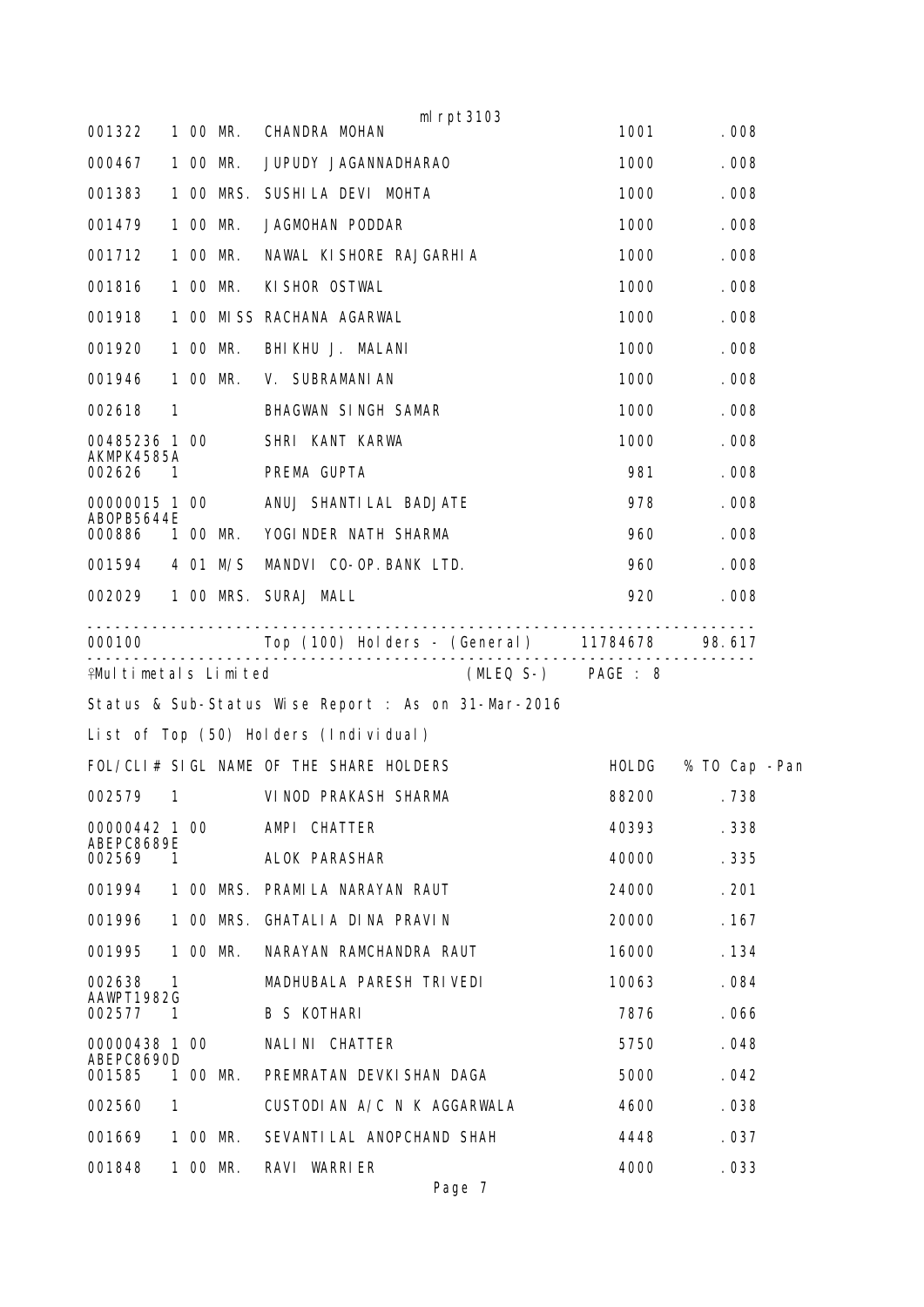| | | | | | |
|---|---|---|---|---|---|
| 001322 | 1 00 | MR. | CHANDRA MOHAN | 1001 | .008 |
| 000467 | 1 00 | MR. | JUPUDY JAGANNADHARAO | 1000 | .008 |
| 001383 | 1 00 | MRS. | SUSHILA DEVI MOHTA | 1000 | .008 |
| 001479 | 1 00 | MR. | JAGMOHAN PODDAR | 1000 | .008 |
| 001712 | 1 00 | MR. | NAWAL KISHORE RAJGARHIA | 1000 | .008 |
| 001816 | 1 00 | MR. | KISHOR OSTWAL | 1000 | .008 |
| 001918 | 1 00 | MISS | RACHANA AGARWAL | 1000 | .008 |
| 001920 | 1 00 | MR. | BHIKHU J. MALANI | 1000 | .008 |
| 001946 | 1 00 | MR. | V. SUBRAMANIAN | 1000 | .008 |
| 002618 | 1 | | BHAGWAN SINGH SAMAR | 1000 | .008 |
| 00485236 AKMPK4585A | 1 00 | | SHRI KANT KARWA | 1000 | .008 |
| 002626 | 1 | | PREMA GUPTA | 981 | .008 |
| 00000015 ABOPB5644E | 1 00 | | ANUJ SHANTILAL BADJATE | 978 | .008 |
| 000886 | 1 00 | MR. | YOGINDER NATH SHARMA | 960 | .008 |
| 001594 | 4 01 | M/S | MANDVI CO-OP.BANK LTD. | 960 | .008 |
| 002029 | 1 00 | MRS. | SURAJ MALL | 920 | .008 |
| 000100 | | | Top (100) Holders - (General) | 11784678 | 98.617 |

Multimetals Limited (MLEQ S-) PAGE : 8

Status & Sub-Status Wise Report : As on 31-Mar-2016

List of Top (50) Holders (Individual)

| FOL/CLI# | SIGL | | NAME OF THE SHARE HOLDERS | HOLDG | % TO Cap -Pan |
|---|---|---|---|---|---|
| 002579 | 1 | | VINOD PRAKASH SHARMA | 88200 | .738 |
| 00000442 ABEPC8689E | 1 00 | | AMPI CHATTER | 40393 | .338 |
| 002569 | 1 | | ALOK PARASHAR | 40000 | .335 |
| 001994 | 1 00 | MRS. | PRAMILA NARAYAN RAUT | 24000 | .201 |
| 001996 | 1 00 | MRS. | GHATALIA DINA PRAVIN | 20000 | .167 |
| 001995 | 1 00 | MR. | NARAYAN RAMCHANDRA RAUT | 16000 | .134 |
| 002638 AAWPT1982G | 1 | | MADHUBALA PARESH TRIVEDI | 10063 | .084 |
| 002577 | 1 | | B S KOTHARI | 7876 | .066 |
| 00000438 ABEPC8690D | 1 00 | | NALINI CHATTER | 5750 | .048 |
| 001585 | 1 00 | MR. | PREMRATAN DEVKISHAN DAGA | 5000 | .042 |
| 002560 | 1 | | CUSTODIAN A/C N K AGGARWALA | 4600 | .038 |
| 001669 | 1 00 | MR. | SEVANTILAL ANOPCHAND SHAH | 4448 | .037 |
| 001848 | 1 00 | MR. | RAVI WARRIER | 4000 | .033 |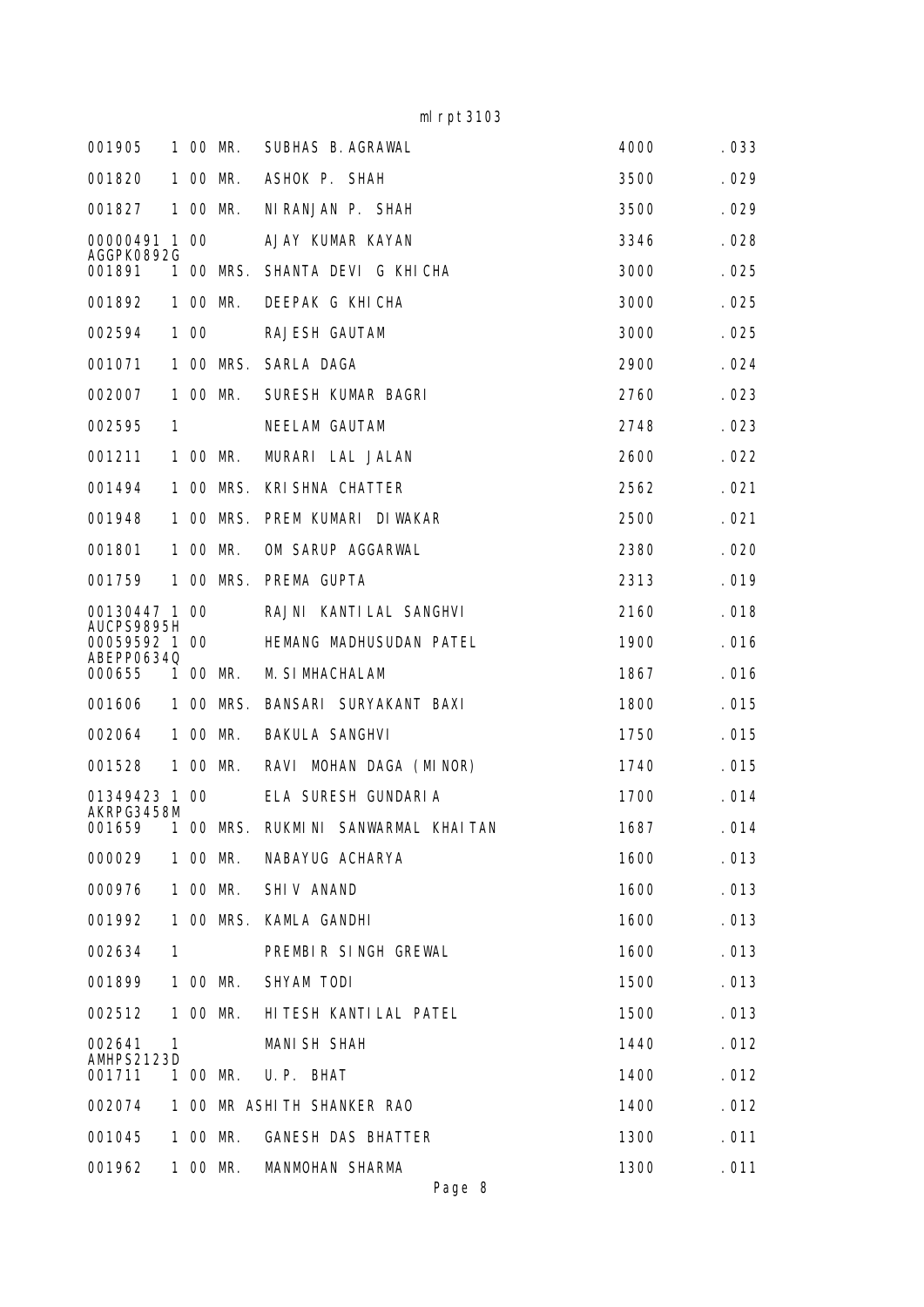| | | | | | |
|---|---|---|---|---|---|
| 001905 | 1 00 | MR. | SUBHAS B.AGRAWAL | 4000 | .033 |
| 001820 | 1 00 | MR. | ASHOK P. SHAH | 3500 | .029 |
| 001827 | 1 00 | MR. | NIRANJAN P. SHAH | 3500 | .029 |
| 00000491 AGGPK0892G | 1 00 | | AJAY KUMAR KAYAN | 3346 | .028 |
| 001891 | 1 00 | MRS. | SHANTA DEVI G KHICHA | 3000 | .025 |
| 001892 | 1 00 | MR. | DEEPAK G KHICHA | 3000 | .025 |
| 002594 | 1 00 | | RAJESH GAUTAM | 3000 | .025 |
| 001071 | 1 00 | MRS. | SARLA DAGA | 2900 | .024 |
| 002007 | 1 00 | MR. | SURESH KUMAR BAGRI | 2760 | .023 |
| 002595 | 1 | | NEELAM GAUTAM | 2748 | .023 |
| 001211 | 1 00 | MR. | MURARI LAL JALAN | 2600 | .022 |
| 001494 | 1 00 | MRS. | KRISHNA CHATTER | 2562 | .021 |
| 001948 | 1 00 | MRS. | PREM KUMARI DIWAKAR | 2500 | .021 |
| 001801 | 1 00 | MR. | OM SARUP AGGARWAL | 2380 | .020 |
| 001759 | 1 00 | MRS. | PREMA GUPTA | 2313 | .019 |
| 00130447 AUCPS9895H | 1 00 | | RAJNI KANTILAL SANGHVI | 2160 | .018 |
| 00059592 ABEPP0634Q | 1 00 | | HEMANG MADHUSUDAN PATEL | 1900 | .016 |
| 000655 | 1 00 | MR. | M.SIMHACHALAM | 1867 | .016 |
| 001606 | 1 00 | MRS. | BANSARI SURYAKANT BAXI | 1800 | .015 |
| 002064 | 1 00 | MR. | BAKULA SANGHVI | 1750 | .015 |
| 001528 | 1 00 | MR. | RAVI MOHAN DAGA (MINOR) | 1740 | .015 |
| 01349423 AKRPG3458M | 1 00 | | ELA SURESH GUNDARIA | 1700 | .014 |
| 001659 | 1 00 | MRS. | RUKMINI SANWARMAL KHAITAN | 1687 | .014 |
| 000029 | 1 00 | MR. | NABAYUG ACHARYA | 1600 | .013 |
| 000976 | 1 00 | MR. | SHIV ANAND | 1600 | .013 |
| 001992 | 1 00 | MRS. | KAMLA GANDHI | 1600 | .013 |
| 002634 | 1 | | PREMBIR SINGH GREWAL | 1600 | .013 |
| 001899 | 1 00 | MR. | SHYAM TODI | 1500 | .013 |
| 002512 | 1 00 | MR. | HITESH KANTILAL PATEL | 1500 | .013 |
| 002641 AMHPS2123D | 1 | | MANISH SHAH | 1440 | .012 |
| 001711 | 1 00 | MR. | U.P. BHAT | 1400 | .012 |
| 002074 | 1 00 | MR | ASHITH SHANKER RAO | 1400 | .012 |
| 001045 | 1 00 | MR. | GANESH DAS BHATTER | 1300 | .011 |
| 001962 | 1 00 | MR. | MANMOHAN SHARMA | 1300 | .011 |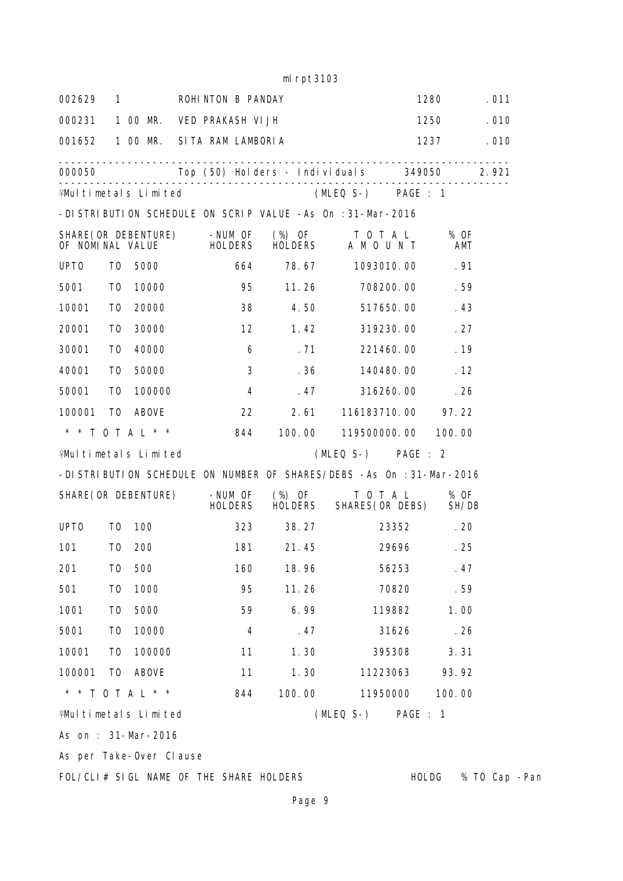| | | | | |
|---|---|---|---|---|
| 002629 | 1 | ROHINTON B PANDAY | 1280 | .011 |
| 000231 | 1 00 MR. | VED PRAKASH VIJH | 1250 | .010 |
| 001652 | 1 00 MR. | SITA RAM LAMBORIA | 1237 | .010 |
| 000050 | | Top (50) Holders - Individuals | 349050 | 2.921 |

Multimetals Limited (MLEQ S-) PAGE : 1

-DISTRIBUTION SCHEDULE ON SCRIP VALUE -As On :31-Mar-2016

| SHARE(OR DEBENTURE) OF NOMINAL VALUE | -NUM OF HOLDERS | (%) OF HOLDERS | T O T A L A M O U N T | % OF AMT |
|---|---|---|---|---|
| UPTO TO 5000 | 664 | 78.67 | 1093010.00 | .91 |
| 5001 TO 10000 | 95 | 11.26 | 708200.00 | .59 |
| 10001 TO 20000 | 38 | 4.50 | 517650.00 | .43 |
| 20001 TO 30000 | 12 | 1.42 | 319230.00 | .27 |
| 30001 TO 40000 | 6 | .71 | 221460.00 | .19 |
| 40001 TO 50000 | 3 | .36 | 140480.00 | .12 |
| 50001 TO 100000 | 4 | .47 | 316260.00 | .26 |
| 100001 TO ABOVE | 22 | 2.61 | 116183710.00 | 97.22 |
| * * T O T A L * * | 844 | 100.00 | 119500000.00 | 100.00 |

Multimetals Limited (MLEQ S-) PAGE : 2

-DISTRIBUTION SCHEDULE ON NUMBER OF SHARES/DEBS -As On :31-Mar-2016

| SHARE(OR DEBENTURE) | -NUM OF HOLDERS | (%) OF HOLDERS | T O T A L SHARES(OR DEBS) | % OF SH/DB |
|---|---|---|---|---|
| UPTO TO 100 | 323 | 38.27 | 23352 | .20 |
| 101 TO 200 | 181 | 21.45 | 29696 | .25 |
| 201 TO 500 | 160 | 18.96 | 56253 | .47 |
| 501 TO 1000 | 95 | 11.26 | 70820 | .59 |
| 1001 TO 5000 | 59 | 6.99 | 119882 | 1.00 |
| 5001 TO 10000 | 4 | .47 | 31626 | .26 |
| 10001 TO 100000 | 11 | 1.30 | 395308 | 3.31 |
| 100001 TO ABOVE | 11 | 1.30 | 11223063 | 93.92 |
| * * T O T A L * * | 844 | 100.00 | 11950000 | 100.00 |

Multimetals Limited (MLEQ S-) PAGE : 1

As on : 31-Mar-2016

As per Take-Over Clause

FOL/CLI# SIGL NAME OF THE SHARE HOLDERS HOLDG % TO Cap -Pan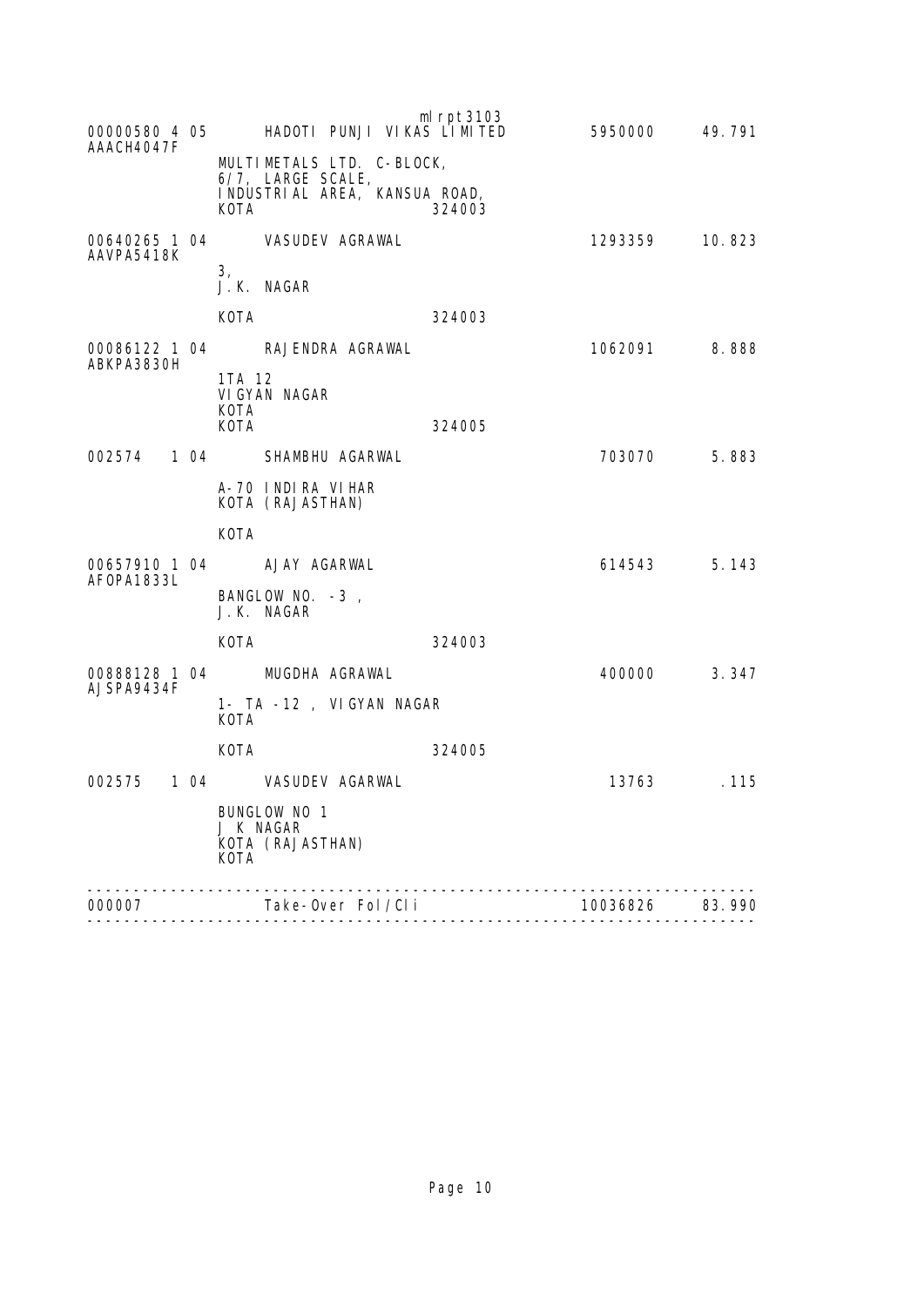mlrpt3103

| | | | |
|---|---|---|---|
| 00000580 4 05<br>AAACH4047F | HADOTI PUNJI VIKAS LIMITED<br>MULTIMETALS LTD. C-BLOCK,<br>6/7, LARGE SCALE,<br>INDUSTRIAL AREA, KANSUA ROAD,<br>KOTA 324003 | 5950000 | 49.791 |
| 00640265 1 04<br>AAVPA5418K | VASUDEV AGRAWAL<br>3,<br>J.K. NAGAR<br>KOTA 324003 | 1293359 | 10.823 |
| 00086122 1 04<br>ABKPA3830H | RAJENDRA AGRAWAL<br>1TA 12<br>VIGYAN NAGAR<br>KOTA<br>KOTA 324005 | 1062091 | 8.888 |
| 002574 1 04 | SHAMBHU AGARWAL<br>A-70 INDIRA VIHAR<br>KOTA (RAJASTHAN)<br>KOTA | 703070 | 5.883 |
| 00657910 1 04<br>AFOPA1833L | AJAY AGARWAL<br>BANGLOW NO. -3 ,<br>J.K. NAGAR<br>KOTA 324003 | 614543 | 5.143 |
| 00888128 1 04<br>AJSPA9434F | MUGDHA AGRAWAL<br>1- TA -12 , VIGYAN NAGAR<br>KOTA<br>KOTA 324005 | 400000 | 3.347 |
| 002575 1 04 | VASUDEV AGARWAL<br>BUNGLOW NO 1<br>J K NAGAR<br>KOTA (RAJASTHAN)<br>KOTA | 13763 | .115 |
| 000007 | Take-Over Fol/Cli | 10036826 | 83.990 |